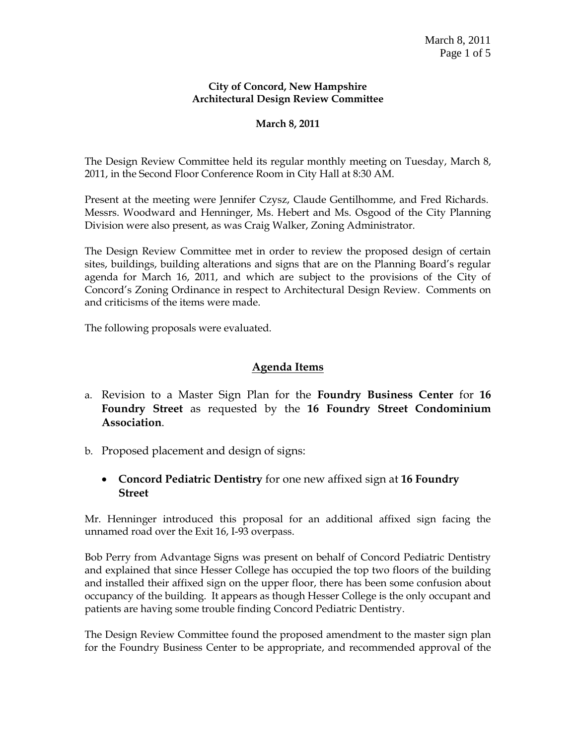**City of Concord, New Hampshire**
**Architectural Design Review Committee**

**March 8, 2011**

The Design Review Committee held its regular monthly meeting on Tuesday, March 8, 2011, in the Second Floor Conference Room in City Hall at 8:30 AM.

Present at the meeting were Jennifer Czysz, Claude Gentilhomme, and Fred Richards. Messrs. Woodward and Henninger, Ms. Hebert and Ms. Osgood of the City Planning Division were also present, as was Craig Walker, Zoning Administrator.

The Design Review Committee met in order to review the proposed design of certain sites, buildings, building alterations and signs that are on the Planning Board's regular agenda for March 16, 2011, and which are subject to the provisions of the City of Concord's Zoning Ordinance in respect to Architectural Design Review. Comments on and criticisms of the items were made.

The following proposals were evaluated.

## Agenda Items

a. Revision to a Master Sign Plan for the **Foundry Business Center** for **16 Foundry Street** as requested by the **16 Foundry Street Condominium Association**.

b. Proposed placement and design of signs:

- **Concord Pediatric Dentistry** for one new affixed sign at **16 Foundry Street**

Mr. Henninger introduced this proposal for an additional affixed sign facing the unnamed road over the Exit 16, I-93 overpass.

Bob Perry from Advantage Signs was present on behalf of Concord Pediatric Dentistry and explained that since Hesser College has occupied the top two floors of the building and installed their affixed sign on the upper floor, there has been some confusion about occupancy of the building. It appears as though Hesser College is the only occupant and patients are having some trouble finding Concord Pediatric Dentistry.

The Design Review Committee found the proposed amendment to the master sign plan for the Foundry Business Center to be appropriate, and recommended approval of the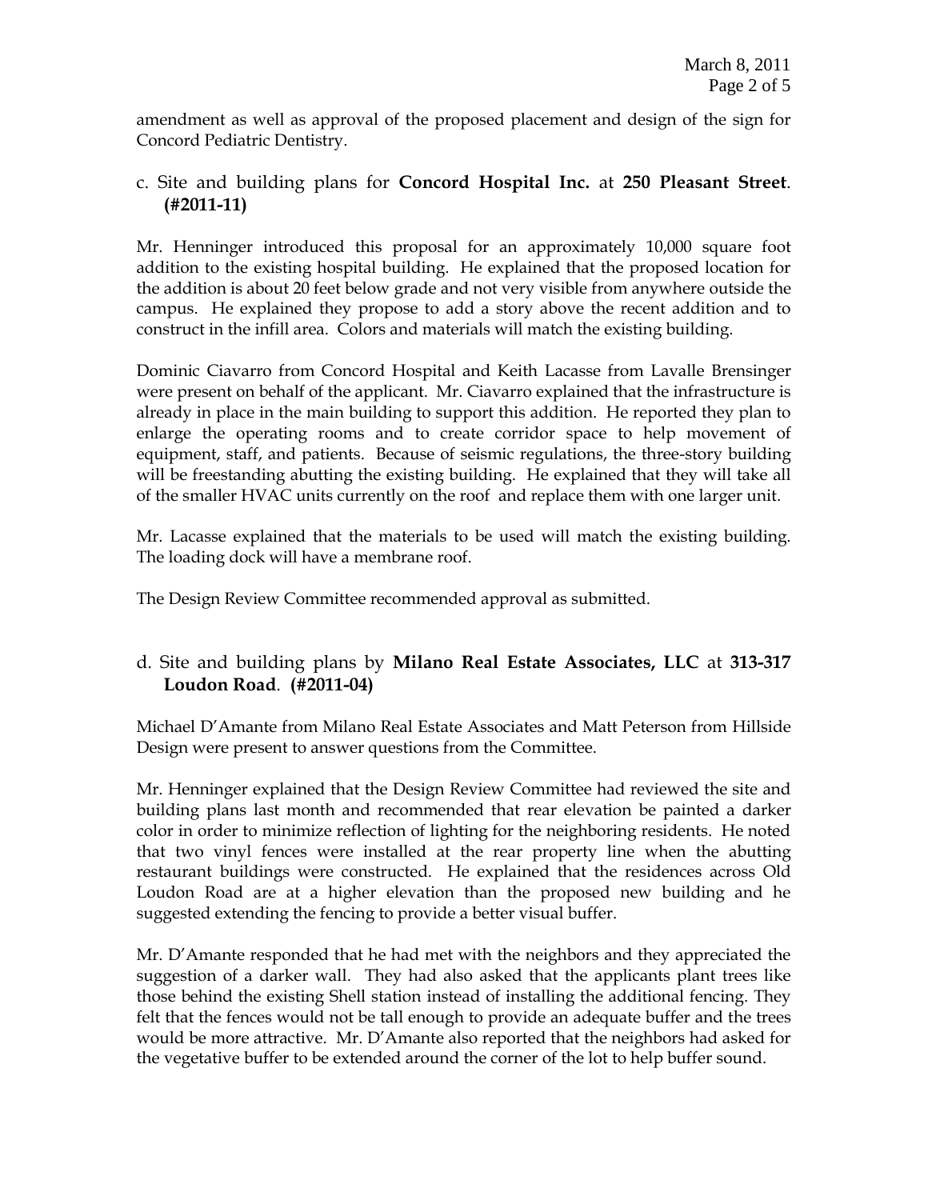amendment as well as approval of the proposed placement and design of the sign for Concord Pediatric Dentistry.

c. Site and building plans for **Concord Hospital Inc.** at **250 Pleasant Street**. **(#2011-11)**

Mr. Henninger introduced this proposal for an approximately 10,000 square foot addition to the existing hospital building. He explained that the proposed location for the addition is about 20 feet below grade and not very visible from anywhere outside the campus. He explained they propose to add a story above the recent addition and to construct in the infill area. Colors and materials will match the existing building.

Dominic Ciavarro from Concord Hospital and Keith Lacasse from Lavalle Brensinger were present on behalf of the applicant. Mr. Ciavarro explained that the infrastructure is already in place in the main building to support this addition. He reported they plan to enlarge the operating rooms and to create corridor space to help movement of equipment, staff, and patients. Because of seismic regulations, the three-story building will be freestanding abutting the existing building. He explained that they will take all of the smaller HVAC units currently on the roof and replace them with one larger unit.

Mr. Lacasse explained that the materials to be used will match the existing building. The loading dock will have a membrane roof.

The Design Review Committee recommended approval as submitted.

d. Site and building plans by **Milano Real Estate Associates, LLC** at **313-317 Loudon Road**. **(#2011-04)**

Michael D'Amante from Milano Real Estate Associates and Matt Peterson from Hillside Design were present to answer questions from the Committee.

Mr. Henninger explained that the Design Review Committee had reviewed the site and building plans last month and recommended that rear elevation be painted a darker color in order to minimize reflection of lighting for the neighboring residents. He noted that two vinyl fences were installed at the rear property line when the abutting restaurant buildings were constructed. He explained that the residences across Old Loudon Road are at a higher elevation than the proposed new building and he suggested extending the fencing to provide a better visual buffer.

Mr. D'Amante responded that he had met with the neighbors and they appreciated the suggestion of a darker wall. They had also asked that the applicants plant trees like those behind the existing Shell station instead of installing the additional fencing. They felt that the fences would not be tall enough to provide an adequate buffer and the trees would be more attractive. Mr. D'Amante also reported that the neighbors had asked for the vegetative buffer to be extended around the corner of the lot to help buffer sound.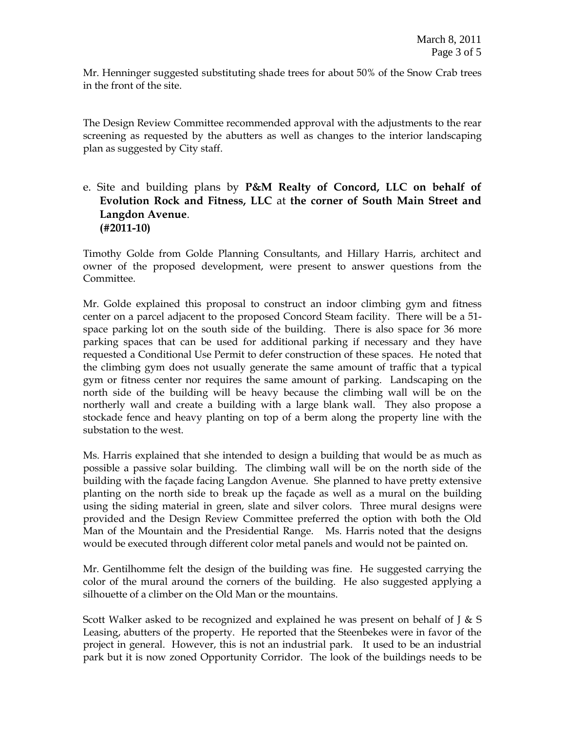Mr. Henninger suggested substituting shade trees for about 50% of the Snow Crab trees in the front of the site.

The Design Review Committee recommended approval with the adjustments to the rear screening as requested by the abutters as well as changes to the interior landscaping plan as suggested by City staff.

e. Site and building plans by **P&M Realty of Concord, LLC on behalf of Evolution Rock and Fitness, LLC** at **the corner of South Main Street and Langdon Avenue**.
**(#2011-10)**

Timothy Golde from Golde Planning Consultants, and Hillary Harris, architect and owner of the proposed development, were present to answer questions from the Committee.

Mr. Golde explained this proposal to construct an indoor climbing gym and fitness center on a parcel adjacent to the proposed Concord Steam facility. There will be a 51-space parking lot on the south side of the building. There is also space for 36 more parking spaces that can be used for additional parking if necessary and they have requested a Conditional Use Permit to defer construction of these spaces. He noted that the climbing gym does not usually generate the same amount of traffic that a typical gym or fitness center nor requires the same amount of parking. Landscaping on the north side of the building will be heavy because the climbing wall will be on the northerly wall and create a building with a large blank wall. They also propose a stockade fence and heavy planting on top of a berm along the property line with the substation to the west.

Ms. Harris explained that she intended to design a building that would be as much as possible a passive solar building. The climbing wall will be on the north side of the building with the façade facing Langdon Avenue. She planned to have pretty extensive planting on the north side to break up the façade as well as a mural on the building using the siding material in green, slate and silver colors. Three mural designs were provided and the Design Review Committee preferred the option with both the Old Man of the Mountain and the Presidential Range. Ms. Harris noted that the designs would be executed through different color metal panels and would not be painted on.

Mr. Gentilhomme felt the design of the building was fine. He suggested carrying the color of the mural around the corners of the building. He also suggested applying a silhouette of a climber on the Old Man or the mountains.

Scott Walker asked to be recognized and explained he was present on behalf of J & S Leasing, abutters of the property. He reported that the Steenbekes were in favor of the project in general. However, this is not an industrial park. It used to be an industrial park but it is now zoned Opportunity Corridor. The look of the buildings needs to be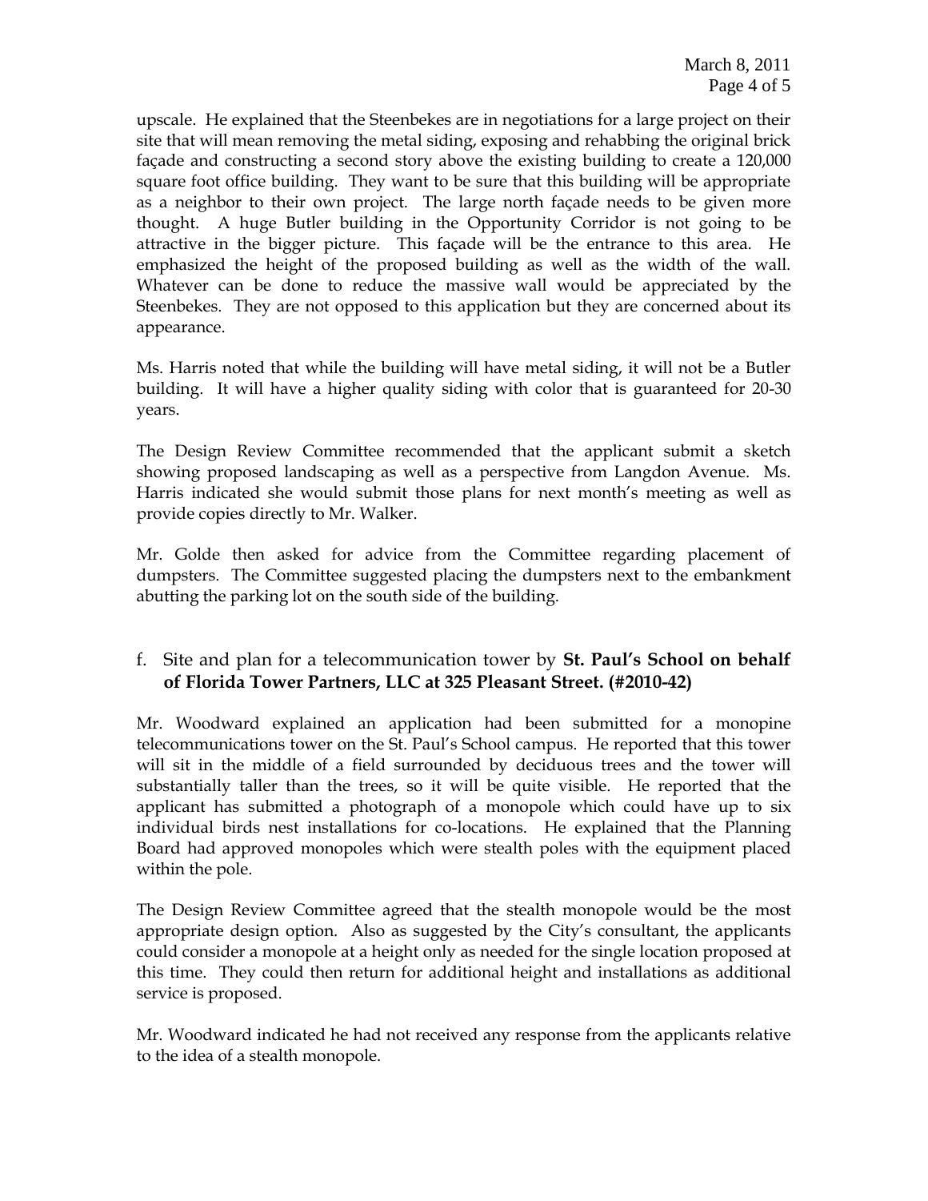upscale. He explained that the Steenbekes are in negotiations for a large project on their site that will mean removing the metal siding, exposing and rehabbing the original brick façade and constructing a second story above the existing building to create a 120,000 square foot office building. They want to be sure that this building will be appropriate as a neighbor to their own project. The large north façade needs to be given more thought. A huge Butler building in the Opportunity Corridor is not going to be attractive in the bigger picture. This façade will be the entrance to this area. He emphasized the height of the proposed building as well as the width of the wall. Whatever can be done to reduce the massive wall would be appreciated by the Steenbekes. They are not opposed to this application but they are concerned about its appearance.

Ms. Harris noted that while the building will have metal siding, it will not be a Butler building. It will have a higher quality siding with color that is guaranteed for 20-30 years.

The Design Review Committee recommended that the applicant submit a sketch showing proposed landscaping as well as a perspective from Langdon Avenue. Ms. Harris indicated she would submit those plans for next month's meeting as well as provide copies directly to Mr. Walker.

Mr. Golde then asked for advice from the Committee regarding placement of dumpsters. The Committee suggested placing the dumpsters next to the embankment abutting the parking lot on the south side of the building.

f. Site and plan for a telecommunication tower by **St. Paul's School on behalf of Florida Tower Partners, LLC at 325 Pleasant Street. (#2010-42)**

Mr. Woodward explained an application had been submitted for a monopine telecommunications tower on the St. Paul's School campus. He reported that this tower will sit in the middle of a field surrounded by deciduous trees and the tower will substantially taller than the trees, so it will be quite visible. He reported that the applicant has submitted a photograph of a monopole which could have up to six individual birds nest installations for co-locations. He explained that the Planning Board had approved monopoles which were stealth poles with the equipment placed within the pole.

The Design Review Committee agreed that the stealth monopole would be the most appropriate design option. Also as suggested by the City's consultant, the applicants could consider a monopole at a height only as needed for the single location proposed at this time. They could then return for additional height and installations as additional service is proposed.

Mr. Woodward indicated he had not received any response from the applicants relative to the idea of a stealth monopole.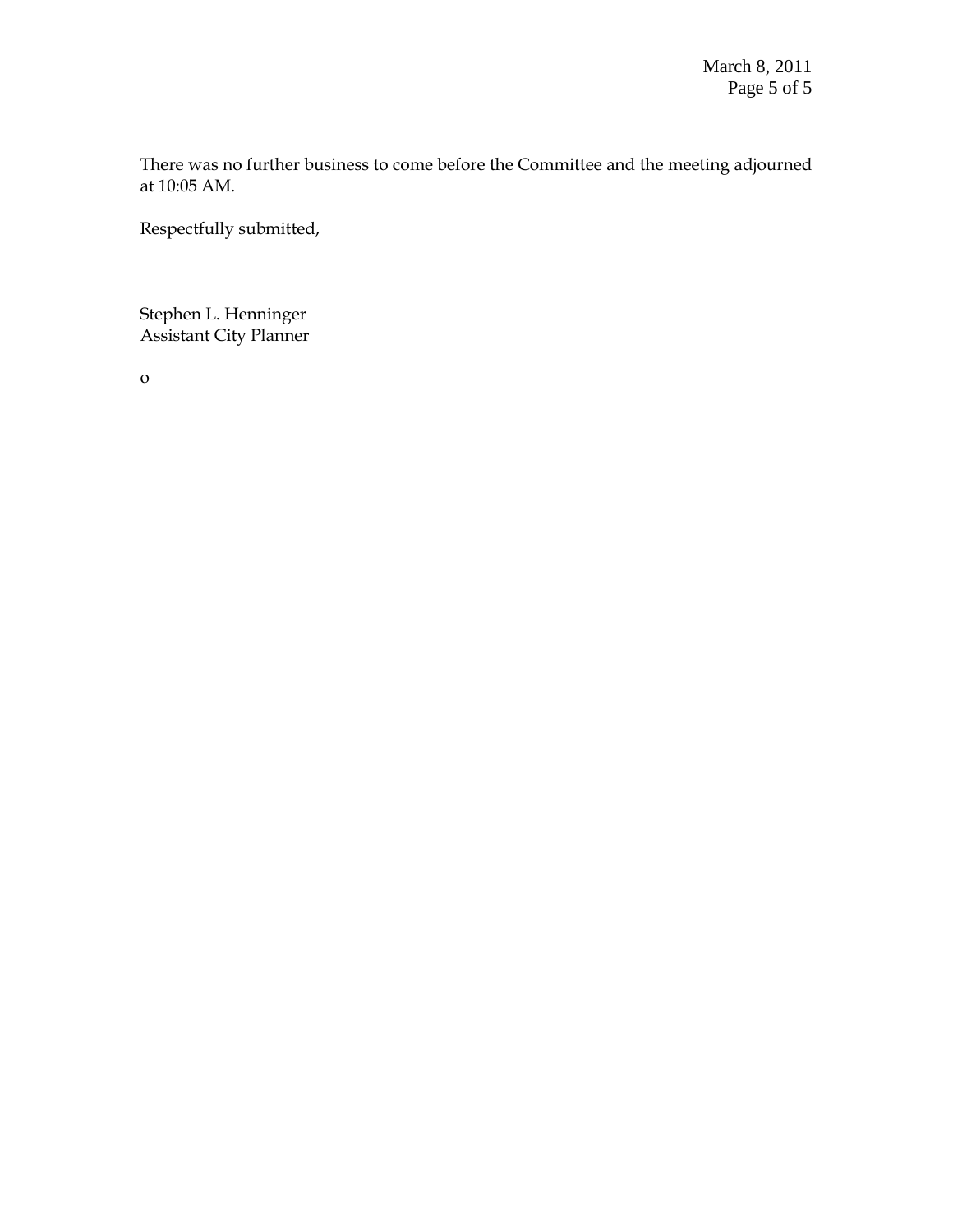There was no further business to come before the Committee and the meeting adjourned at 10:05 AM.

Respectfully submitted,

Stephen L. Henninger
Assistant City Planner

o